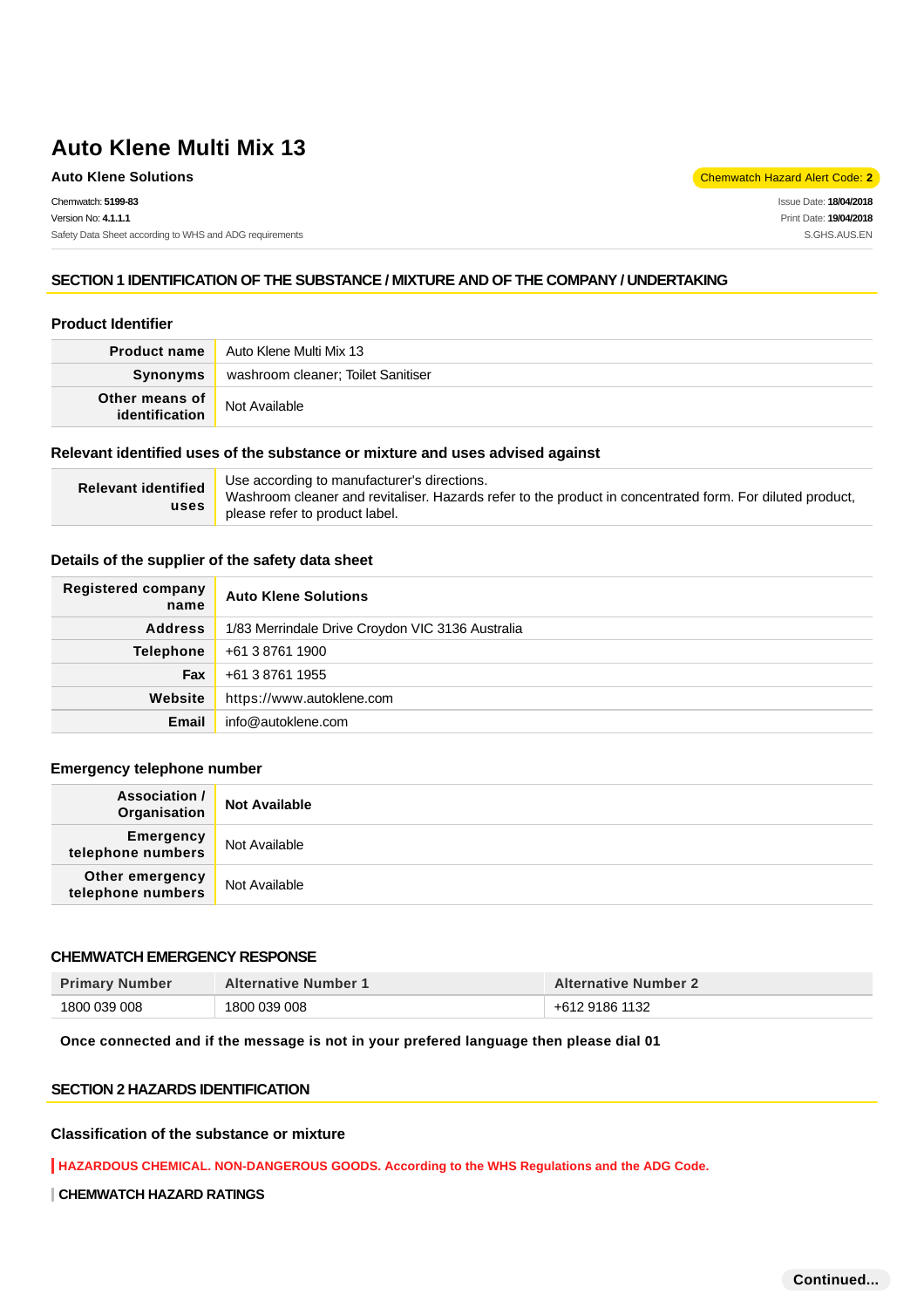# Auto Klene Multi Mix 13

**Auto Klene Solutions**

Chemwatch Hazard Alert Code: **2**

Chemwatch: **5199-83**
Version No: **4.1.1.1**
Safety Data Sheet according to WHS and ADG requirements

Issue Date: **18/04/2018**
Print Date: **19/04/2018**
S.GHS.AUS.EN

## SECTION 1 IDENTIFICATION OF THE SUBSTANCE / MIXTURE AND OF THE COMPANY / UNDERTAKING

### Product Identifier

| | |
|---|---|
| **Product name** | Auto Klene Multi Mix 13 |
| **Synonyms** | washroom cleaner; Toilet Sanitiser |
| **Other means of identification** | Not Available |

### Relevant identified uses of the substance or mixture and uses advised against

| | |
|---|---|
| **Relevant identified uses** | Use according to manufacturer's directions.<br>Washroom cleaner and revitaliser. Hazards refer to the product in concentrated form. For diluted product, please refer to product label. |

### Details of the supplier of the safety data sheet

| | |
|---|---|
| **Registered company name** | **Auto Klene Solutions** |
| **Address** | 1/83 Merrindale Drive Croydon VIC 3136 Australia |
| **Telephone** | +61 3 8761 1900 |
| **Fax** | +61 3 8761 1955 |
| **Website** | https://www.autoklene.com |
| **Email** | info@autoklene.com |

### Emergency telephone number

| | |
|---|---|
| **Association / Organisation** | **Not Available** |
| **Emergency telephone numbers** | Not Available |
| **Other emergency telephone numbers** | Not Available |

### CHEMWATCH EMERGENCY RESPONSE

| Primary Number | Alternative Number 1 | Alternative Number 2 |
|---|---|---|
| 1800 039 008 | 1800 039 008 | +612 9186 1132 |

**Once connected and if the message is not in your prefered language then please dial 01**

## SECTION 2 HAZARDS IDENTIFICATION

### Classification of the substance or mixture

**HAZARDOUS CHEMICAL. NON-DANGEROUS GOODS. According to the WHS Regulations and the ADG Code.**

**CHEMWATCH HAZARD RATINGS**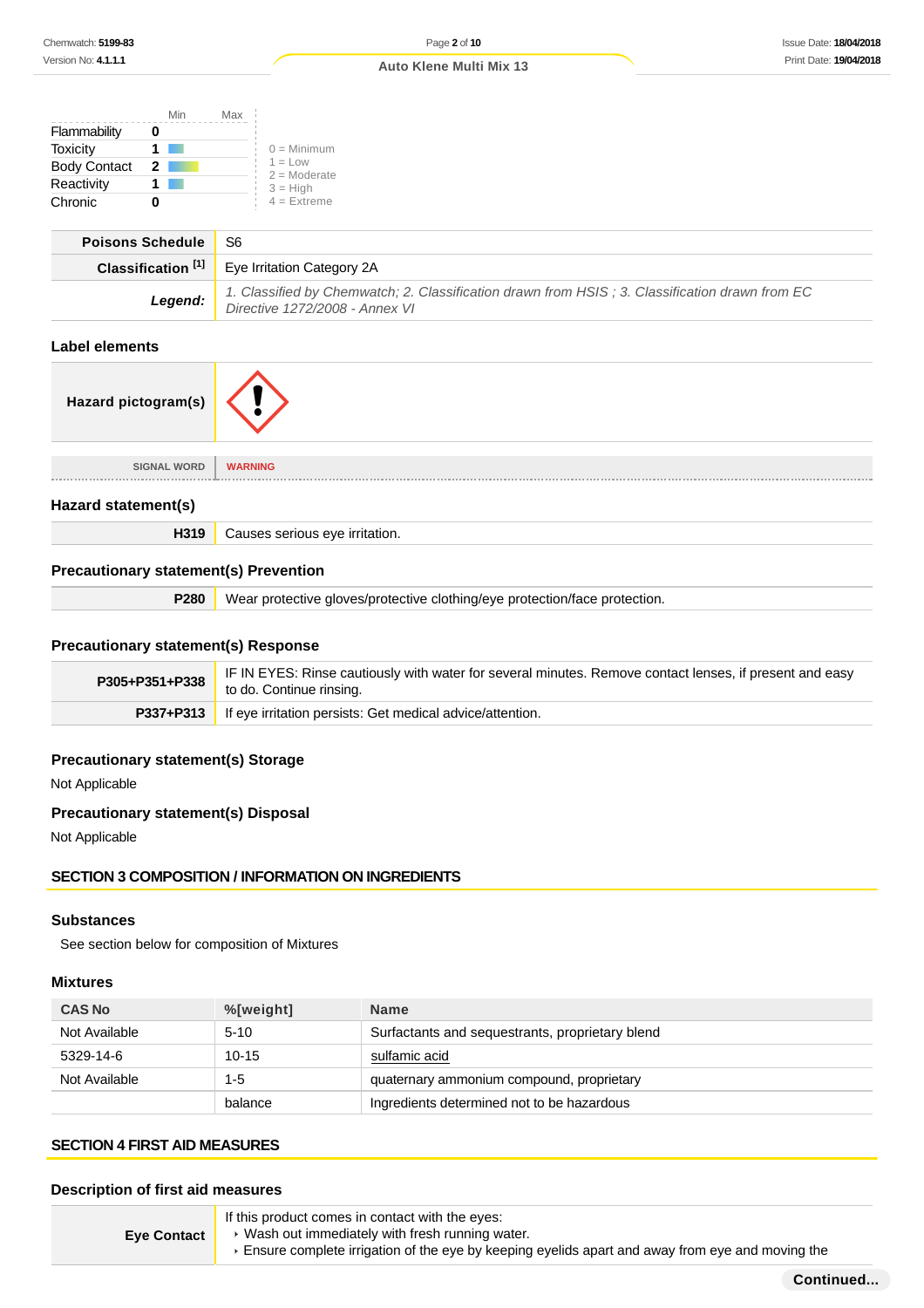| | Min | Max |
|---|---|---|
| Flammability | 0 | |
| Toxicity | 1 | |
| Body Contact | 2 | |
| Reactivity | 1 | |
| Chronic | 0 | |

0 = Minimum
1 = Low
2 = Moderate
3 = High
4 = Extreme

| | |
|---|---|
| **Poisons Schedule** | S6 |
| **Classification [1]** | Eye Irritation Category 2A |
| ***Legend:*** | *1. Classified by Chemwatch; 2. Classification drawn from HSIS ; 3. Classification drawn from EC Directive 1272/2008 - Annex VI* |

### Label elements

| | |
|---|---|
| **Hazard pictogram(s)** | |
| SIGNAL WORD | WARNING |

### Hazard statement(s)

| | |
|---|---|
| **H319** | Causes serious eye irritation. |

### Precautionary statement(s) Prevention

| | |
|---|---|
| **P280** | Wear protective gloves/protective clothing/eye protection/face protection. |

### Precautionary statement(s) Response

| | |
|---|---|
| **P305+P351+P338** | IF IN EYES: Rinse cautiously with water for several minutes. Remove contact lenses, if present and easy to do. Continue rinsing. |
| **P337+P313** | If eye irritation persists: Get medical advice/attention. |

### Precautionary statement(s) Storage

Not Applicable

### Precautionary statement(s) Disposal

Not Applicable

## SECTION 3 COMPOSITION / INFORMATION ON INGREDIENTS

### Substances

See section below for composition of Mixtures

### Mixtures

| CAS No | %[weight] | Name |
|---|---|---|
| Not Available | 5-10 | Surfactants and sequestrants, proprietary blend |
| 5329-14-6 | 10-15 | sulfamic acid |
| Not Available | 1-5 | quaternary ammonium compound, proprietary |
| | balance | Ingredients determined not to be hazardous |

## SECTION 4 FIRST AID MEASURES

### Description of first aid measures

| | |
|---|---|
| **Eye Contact** | If this product comes in contact with the eyes:<br>‣ Wash out immediately with fresh running water.<br>‣ Ensure complete irrigation of the eye by keeping eyelids apart and away from eye and moving the |

**Continued...**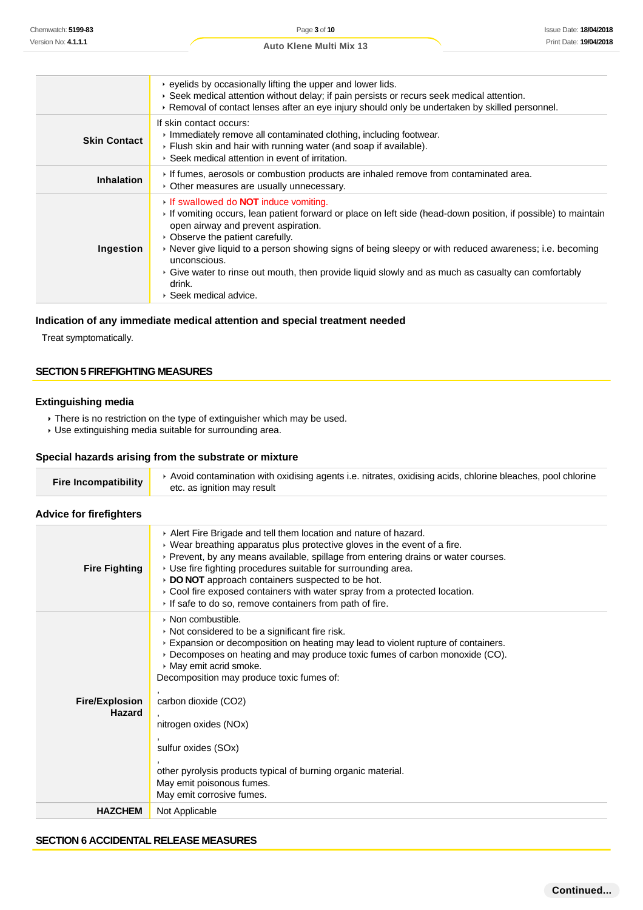|  |  |
|---|---|
|  | ▸ eyelids by occasionally lifting the upper and lower lids.<br>▸ Seek medical attention without delay; if pain persists or recurs seek medical attention.<br>▸ Removal of contact lenses after an eye injury should only be undertaken by skilled personnel. |
| **Skin Contact** | If skin contact occurs:<br>▸ Immediately remove all contaminated clothing, including footwear.<br>▸ Flush skin and hair with running water (and soap if available).<br>▸ Seek medical attention in event of irritation. |
| **Inhalation** | ▸ If fumes, aerosols or combustion products are inhaled remove from contaminated area.<br>▸ Other measures are usually unnecessary. |
| **Ingestion** | ▸ If swallowed do **NOT** induce vomiting.<br>▸ If vomiting occurs, lean patient forward or place on left side (head-down position, if possible) to maintain open airway and prevent aspiration.<br>▸ Observe the patient carefully.<br>▸ Never give liquid to a person showing signs of being sleepy or with reduced awareness; i.e. becoming unconscious.<br>▸ Give water to rinse out mouth, then provide liquid slowly and as much as casualty can comfortably drink.<br>▸ Seek medical advice. |

### Indication of any immediate medical attention and special treatment needed

Treat symptomatically.

## SECTION 5 FIREFIGHTING MEASURES

### Extinguishing media

- There is no restriction on the type of extinguisher which may be used.
- Use extinguishing media suitable for surrounding area.

### Special hazards arising from the substrate or mixture

|  |  |
|---|---|
| **Fire Incompatibility** | ▸ Avoid contamination with oxidising agents i.e. nitrates, oxidising acids, chlorine bleaches, pool chlorine etc. as ignition may result |

### Advice for firefighters

|  |  |
|---|---|
| **Fire Fighting** | ▸ Alert Fire Brigade and tell them location and nature of hazard.<br>▸ Wear breathing apparatus plus protective gloves in the event of a fire.<br>▸ Prevent, by any means available, spillage from entering drains or water courses.<br>▸ Use fire fighting procedures suitable for surrounding area.<br>▸ **DO NOT** approach containers suspected to be hot.<br>▸ Cool fire exposed containers with water spray from a protected location.<br>▸ If safe to do so, remove containers from path of fire. |
| **Fire/Explosion Hazard** | ▸ Non combustible.<br>▸ Not considered to be a significant fire risk.<br>▸ Expansion or decomposition on heating may lead to violent rupture of containers.<br>▸ Decomposes on heating and may produce toxic fumes of carbon monoxide (CO).<br>▸ May emit acrid smoke.<br>Decomposition may produce toxic fumes of:<br>,<br>carbon dioxide ($CO_2$)<br>,<br>nitrogen oxides ($NO_x$)<br>,<br>sulfur oxides ($SO_x$)<br>,<br>other pyrolysis products typical of burning organic material.<br>May emit poisonous fumes.<br>May emit corrosive fumes. |
| **HAZCHEM** | Not Applicable |

## SECTION 6 ACCIDENTAL RELEASE MEASURES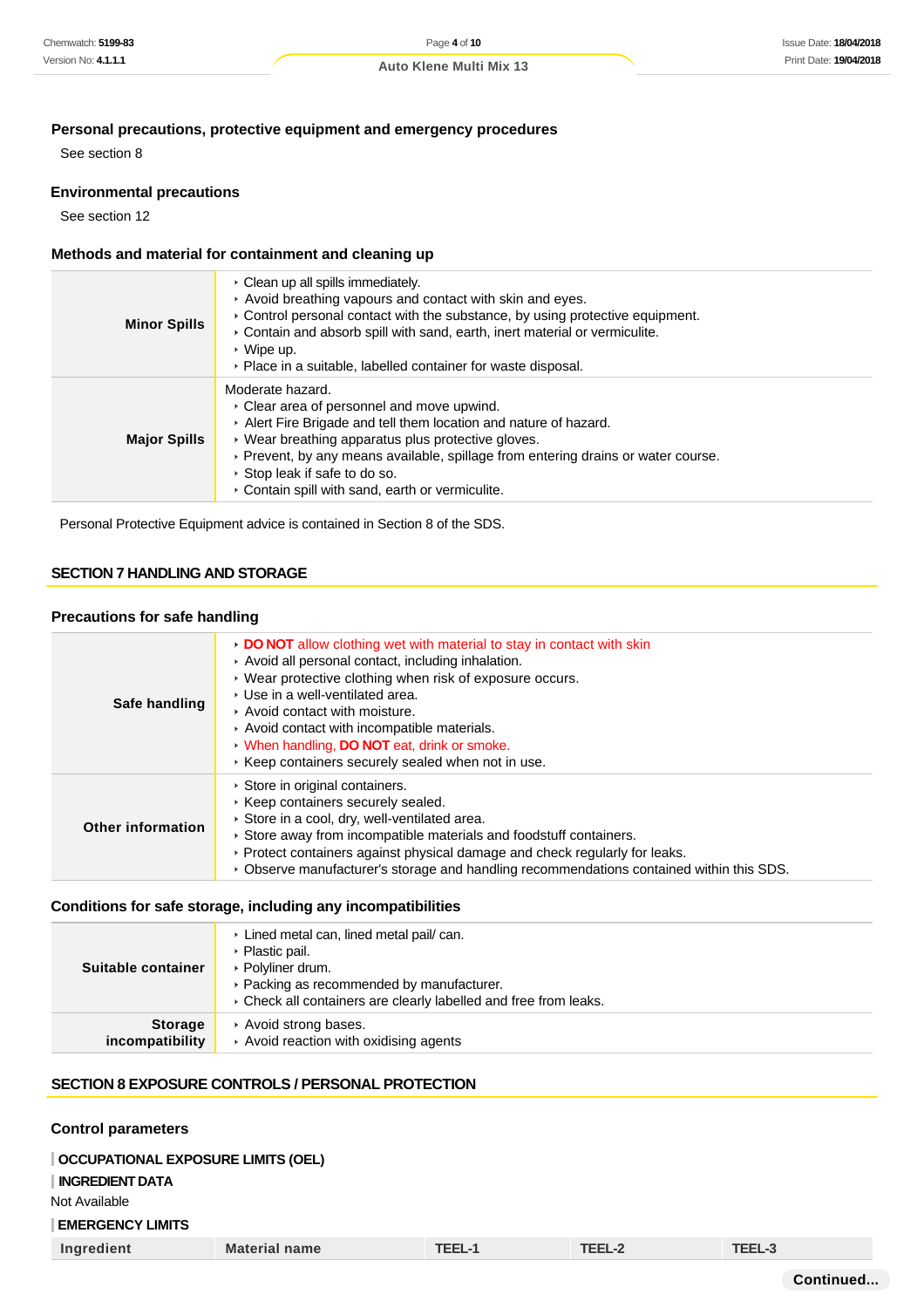### Personal precautions, protective equipment and emergency procedures

See section 8

### Environmental precautions

See section 12

### Methods and material for containment and cleaning up

| | |
|---|---|
| **Minor Spills** | ‣ Clean up all spills immediately.<br>‣ Avoid breathing vapours and contact with skin and eyes.<br>‣ Control personal contact with the substance, by using protective equipment.<br>‣ Contain and absorb spill with sand, earth, inert material or vermiculite.<br>‣ Wipe up.<br>‣ Place in a suitable, labelled container for waste disposal. |
| **Major Spills** | Moderate hazard.<br>‣ Clear area of personnel and move upwind.<br>‣ Alert Fire Brigade and tell them location and nature of hazard.<br>‣ Wear breathing apparatus plus protective gloves.<br>‣ Prevent, by any means available, spillage from entering drains or water course.<br>‣ Stop leak if safe to do so.<br>‣ Contain spill with sand, earth or vermiculite. |

Personal Protective Equipment advice is contained in Section 8 of the SDS.

## SECTION 7 HANDLING AND STORAGE

### Precautions for safe handling

| | |
|---|---|
| **Safe handling** | ‣ **DO NOT** allow clothing wet with material to stay in contact with skin<br>‣ Avoid all personal contact, including inhalation.<br>‣ Wear protective clothing when risk of exposure occurs.<br>‣ Use in a well-ventilated area.<br>‣ Avoid contact with moisture.<br>‣ Avoid contact with incompatible materials.<br>‣ When handling, **DO NOT** eat, drink or smoke.<br>‣ Keep containers securely sealed when not in use. |
| **Other information** | ‣ Store in original containers.<br>‣ Keep containers securely sealed.<br>‣ Store in a cool, dry, well-ventilated area.<br>‣ Store away from incompatible materials and foodstuff containers.<br>‣ Protect containers against physical damage and check regularly for leaks.<br>‣ Observe manufacturer's storage and handling recommendations contained within this SDS. |

### Conditions for safe storage, including any incompatibilities

| | |
|---|---|
| **Suitable container** | ‣ Lined metal can, lined metal pail/ can.<br>‣ Plastic pail.<br>‣ Polyliner drum.<br>‣ Packing as recommended by manufacturer.<br>‣ Check all containers are clearly labelled and free from leaks. |
| **Storage incompatibility** | ‣ Avoid strong bases.<br>‣ Avoid reaction with oxidising agents |

## SECTION 8 EXPOSURE CONTROLS / PERSONAL PROTECTION

### Control parameters

**OCCUPATIONAL EXPOSURE LIMITS (OEL)**

**INGREDIENT DATA**

Not Available

**EMERGENCY LIMITS**

| Ingredient | Material name | TEEL-1 | TEEL-2 | TEEL-3 |
|---|---|---|---|---|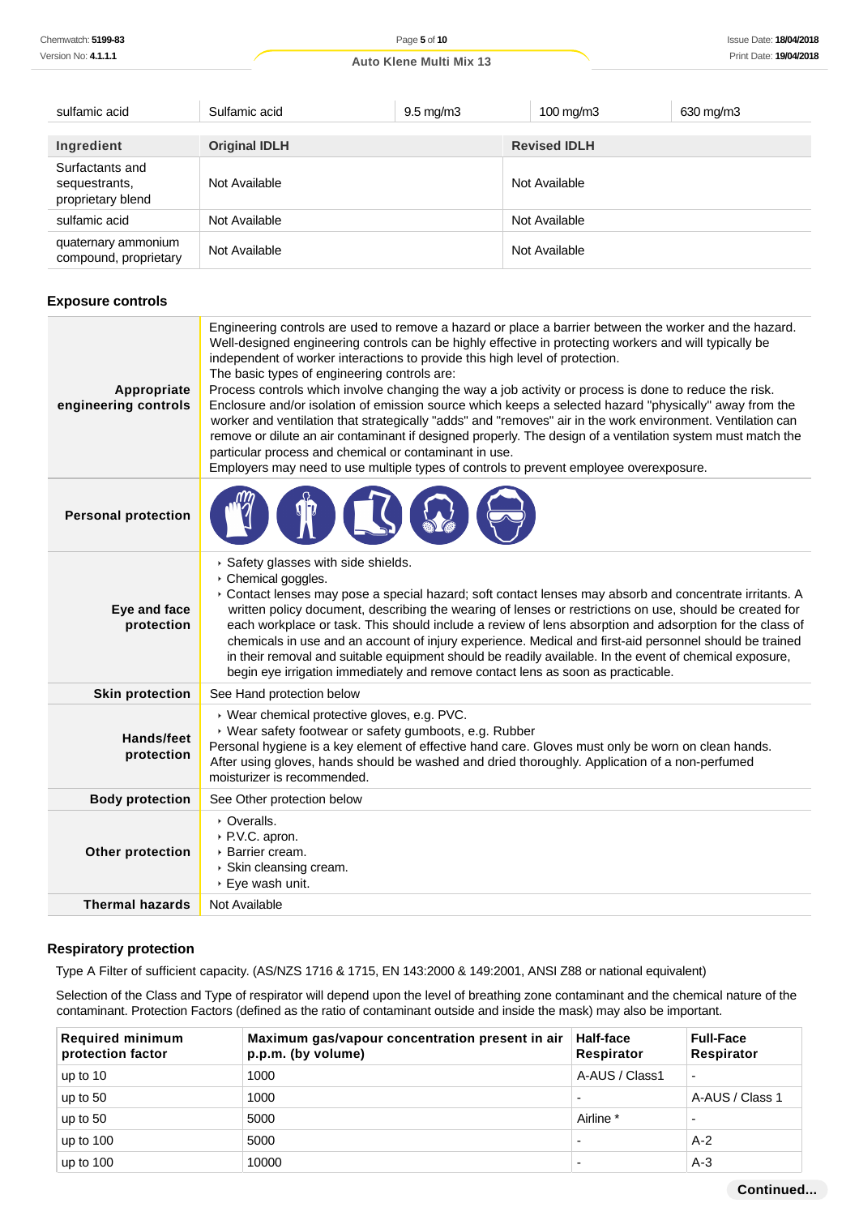| sulfamic acid | Sulfamic acid | 9.5 mg/m3 | 100 mg/m3 | 630 mg/m3 |
|---|---|---|---|---|

| Ingredient | Original IDLH | Revised IDLH |
|---|---|---|
| Surfactants and sequestrants, proprietary blend | Not Available | Not Available |
| sulfamic acid | Not Available | Not Available |
| quaternary ammonium compound, proprietary | Not Available | Not Available |

### Exposure controls

| | |
|---|---|
| **Appropriate engineering controls** | Engineering controls are used to remove a hazard or place a barrier between the worker and the hazard. Well-designed engineering controls can be highly effective in protecting workers and will typically be independent of worker interactions to provide this high level of protection.<br>The basic types of engineering controls are:<br>Process controls which involve changing the way a job activity or process is done to reduce the risk.<br>Enclosure and/or isolation of emission source which keeps a selected hazard "physically" away from the worker and ventilation that strategically "adds" and "removes" air in the work environment. Ventilation can remove or dilute an air contaminant if designed properly. The design of a ventilation system must match the particular process and chemical or contaminant in use.<br>Employers may need to use multiple types of controls to prevent employee overexposure. |
| **Personal protection** | |
| **Eye and face protection** | ‣ Safety glasses with side shields.<br>‣ Chemical goggles.<br>‣ Contact lenses may pose a special hazard; soft contact lenses may absorb and concentrate irritants. A written policy document, describing the wearing of lenses or restrictions on use, should be created for each workplace or task. This should include a review of lens absorption and adsorption for the class of chemicals in use and an account of injury experience. Medical and first-aid personnel should be trained in their removal and suitable equipment should be readily available. In the event of chemical exposure, begin eye irrigation immediately and remove contact lens as soon as practicable. |
| **Skin protection** | See Hand protection below |
| **Hands/feet protection** | ‣ Wear chemical protective gloves, e.g. PVC.<br>‣ Wear safety footwear or safety gumboots, e.g. Rubber<br>Personal hygiene is a key element of effective hand care. Gloves must only be worn on clean hands. After using gloves, hands should be washed and dried thoroughly. Application of a non-perfumed moisturizer is recommended. |
| **Body protection** | See Other protection below |
| **Other protection** | ‣ Overalls.<br>‣ P.V.C. apron.<br>‣ Barrier cream.<br>‣ Skin cleansing cream.<br>‣ Eye wash unit. |
| **Thermal hazards** | Not Available |

### Respiratory protection

Type A Filter of sufficient capacity. (AS/NZS 1716 & 1715, EN 143:2000 & 149:2001, ANSI Z88 or national equivalent)

Selection of the Class and Type of respirator will depend upon the level of breathing zone contaminant and the chemical nature of the contaminant. Protection Factors (defined as the ratio of contaminant outside and inside the mask) may also be important.

| Required minimum protection factor | Maximum gas/vapour concentration present in air p.p.m. (by volume) | Half-face Respirator | Full-Face Respirator |
|---|---|---|---|
| up to 10 | 1000 | A-AUS / Class1 | - |
| up to 50 | 1000 | - | A-AUS / Class 1 |
| up to 50 | 5000 | Airline * | - |
| up to 100 | 5000 | - | A-2 |
| up to 100 | 10000 | - | A-3 |

Continued...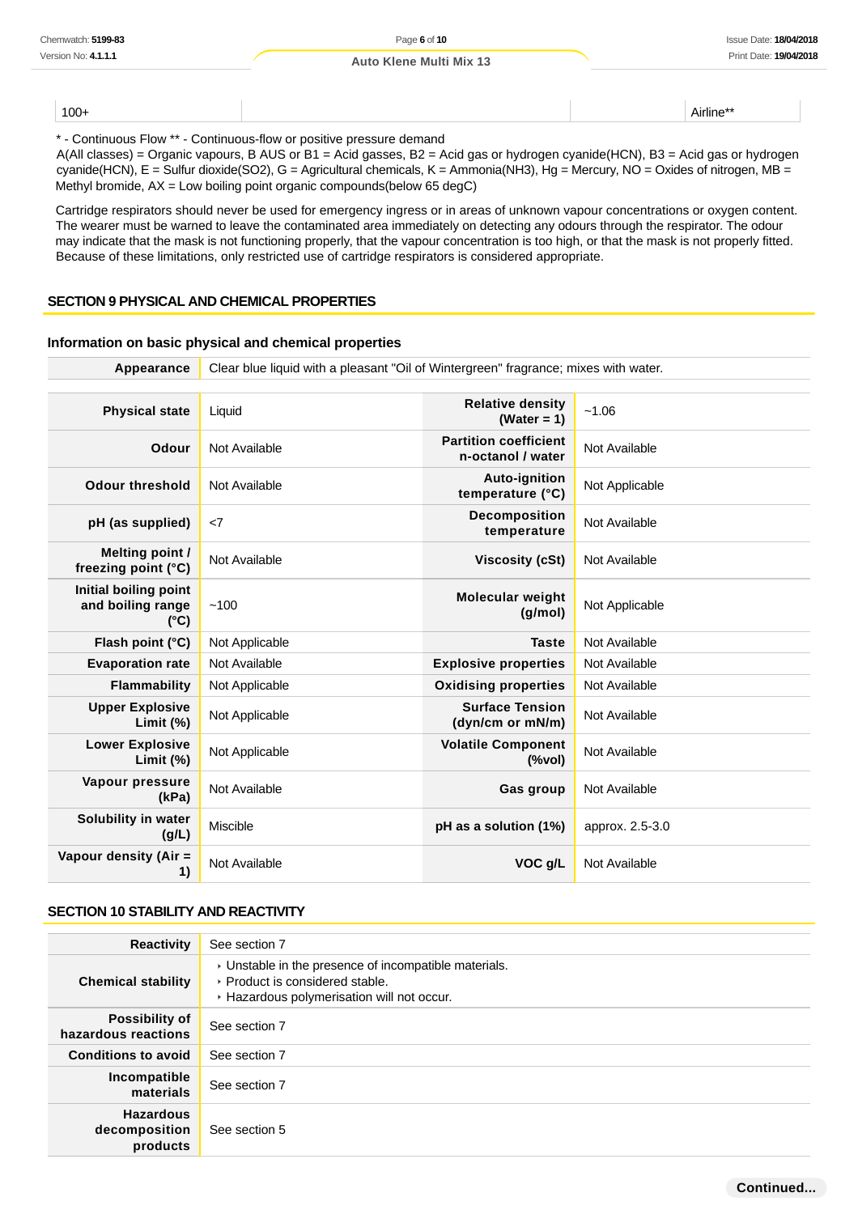| 100+ | | | Airline** |
|---|---|---|---|

* - Continuous Flow ** - Continuous-flow or positive pressure demand
A(All classes) = Organic vapours, B AUS or B1 = Acid gasses, B2 = Acid gas or hydrogen cyanide(HCN), B3 = Acid gas or hydrogen cyanide(HCN), E = Sulfur dioxide(SO2), G = Agricultural chemicals, K = Ammonia(NH3), Hg = Mercury, NO = Oxides of nitrogen, MB = Methyl bromide, AX = Low boiling point organic compounds(below 65 degC)

Cartridge respirators should never be used for emergency ingress or in areas of unknown vapour concentrations or oxygen content. The wearer must be warned to leave the contaminated area immediately on detecting any odours through the respirator. The odour may indicate that the mask is not functioning properly, that the vapour concentration is too high, or that the mask is not properly fitted. Because of these limitations, only restricted use of cartridge respirators is considered appropriate.

## SECTION 9 PHYSICAL AND CHEMICAL PROPERTIES

### Information on basic physical and chemical properties

| Appearance | Clear blue liquid with a pleasant "Oil of Wintergreen" fragrance; mixes with water. |
|---|---|

| | | | |
|---|---|---|---|
| Physical state | Liquid | Relative density (Water = 1) | ~1.06 |
| Odour | Not Available | Partition coefficient n-octanol / water | Not Available |
| Odour threshold | Not Available | Auto-ignition temperature (°C) | Not Applicable |
| pH (as supplied) | <7 | Decomposition temperature | Not Available |
| Melting point / freezing point (°C) | Not Available | Viscosity (cSt) | Not Available |
| Initial boiling point and boiling range (°C) | ~100 | Molecular weight (g/mol) | Not Applicable |
| Flash point (°C) | Not Applicable | Taste | Not Available |
| Evaporation rate | Not Available | Explosive properties | Not Available |
| Flammability | Not Applicable | Oxidising properties | Not Available |
| Upper Explosive Limit (%) | Not Applicable | Surface Tension (dyn/cm or mN/m) | Not Available |
| Lower Explosive Limit (%) | Not Applicable | Volatile Component (%vol) | Not Available |
| Vapour pressure (kPa) | Not Available | Gas group | Not Available |
| Solubility in water (g/L) | Miscible | pH as a solution (1%) | approx. 2.5-3.0 |
| Vapour density (Air = 1) | Not Available | VOC g/L | Not Available |

## SECTION 10 STABILITY AND REACTIVITY

| | |
|---|---|
| Reactivity | See section 7 |
| Chemical stability | ‣ Unstable in the presence of incompatible materials.<br>‣ Product is considered stable.<br>‣ Hazardous polymerisation will not occur. |
| Possibility of hazardous reactions | See section 7 |
| Conditions to avoid | See section 7 |
| Incompatible materials | See section 7 |
| Hazardous decomposition products | See section 5 |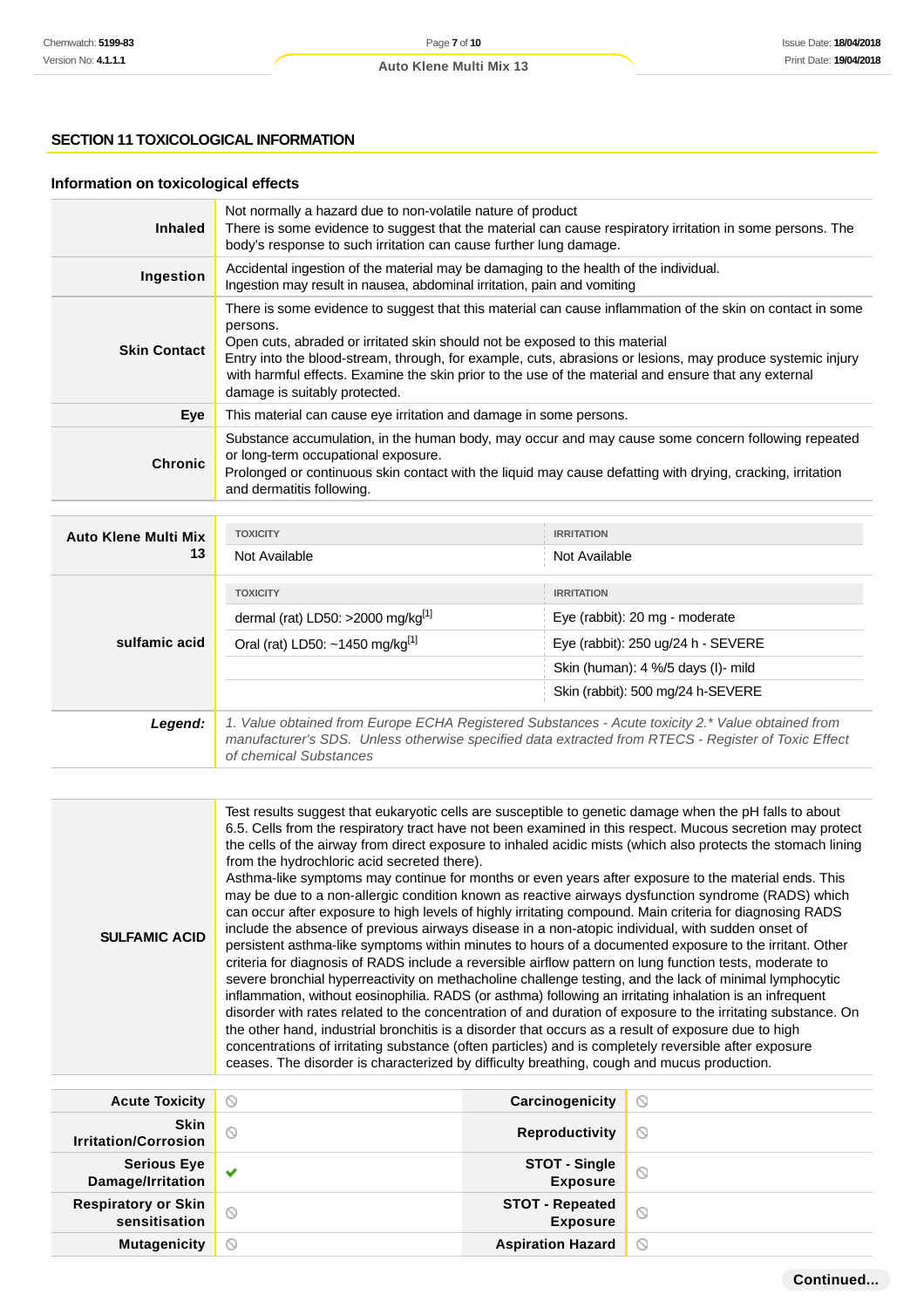## SECTION 11 TOXICOLOGICAL INFORMATION

### Information on toxicological effects

| | |
|---|---|
| **Inhaled** | Not normally a hazard due to non-volatile nature of product<br>There is some evidence to suggest that the material can cause respiratory irritation in some persons. The body's response to such irritation can cause further lung damage. |
| **Ingestion** | Accidental ingestion of the material may be damaging to the health of the individual.<br>Ingestion may result in nausea, abdominal irritation, pain and vomiting |
| **Skin Contact** | There is some evidence to suggest that this material can cause inflammation of the skin on contact in some persons.<br>Open cuts, abraded or irritated skin should not be exposed to this material<br>Entry into the blood-stream, through, for example, cuts, abrasions or lesions, may produce systemic injury with harmful effects. Examine the skin prior to the use of the material and ensure that any external damage is suitably protected. |
| **Eye** | This material can cause eye irritation and damage in some persons. |
| **Chronic** | Substance accumulation, in the human body, may occur and may cause some concern following repeated or long-term occupational exposure.<br>Prolonged or continuous skin contact with the liquid may cause defatting with drying, cracking, irritation and dermatitis following. |

| | TOXICITY | IRRITATION |
|---|---|---|
| **Auto Klene Multi Mix 13** | Not Available | Not Available |
| **sulfamic acid** | **TOXICITY** | **IRRITATION** |
| | dermal (rat) LD50: >2000 mg/kg[1] | Eye (rabbit): 20 mg - moderate |
| | Oral (rat) LD50: ~1450 mg/kg[1] | Eye (rabbit): 250 ug/24 h - SEVERE |
| | | Skin (human): 4 %/5 days (I)- mild |
| | | Skin (rabbit): 500 mg/24 h-SEVERE |
| ***Legend:*** | *1. Value obtained from Europe ECHA Registered Substances - Acute toxicity 2.\* Value obtained from manufacturer's SDS. Unless otherwise specified data extracted from RTECS - Register of Toxic Effect of chemical Substances* | |

| | |
|---|---|
| **SULFAMIC ACID** | Test results suggest that eukaryotic cells are susceptible to genetic damage when the pH falls to about 6.5. Cells from the respiratory tract have not been examined in this respect. Mucous secretion may protect the cells of the airway from direct exposure to inhaled acidic mists (which also protects the stomach lining from the hydrochloric acid secreted there).<br>Asthma-like symptoms may continue for months or even years after exposure to the material ends. This may be due to a non-allergic condition known as reactive airways dysfunction syndrome (RADS) which can occur after exposure to high levels of highly irritating compound. Main criteria for diagnosing RADS include the absence of previous airways disease in a non-atopic individual, with sudden onset of persistent asthma-like symptoms within minutes to hours of a documented exposure to the irritant. Other criteria for diagnosis of RADS include a reversible airflow pattern on lung function tests, moderate to severe bronchial hyperreactivity on methacholine challenge testing, and the lack of minimal lymphocytic inflammation, without eosinophilia. RADS (or asthma) following an irritating inhalation is an infrequent disorder with rates related to the concentration of and duration of exposure to the irritating substance. On the other hand, industrial bronchitis is a disorder that occurs as a result of exposure due to high concentrations of irritating substance (often particles) and is completely reversible after exposure ceases. The disorder is characterized by difficulty breathing, cough and mucus production. |

| | | | |
|---|---|---|---|
| **Acute Toxicity** | ⦸ | **Carcinogenicity** | ⦸ |
| **Skin Irritation/Corrosion** | ⦸ | **Reproductivity** | ⦸ |
| **Serious Eye Damage/Irritation** | ✔ | **STOT - Single Exposure** | ⦸ |
| **Respiratory or Skin sensitisation** | ⦸ | **STOT - Repeated Exposure** | ⦸ |
| **Mutagenicity** | ⦸ | **Aspiration Hazard** | ⦸ |

**Continued...**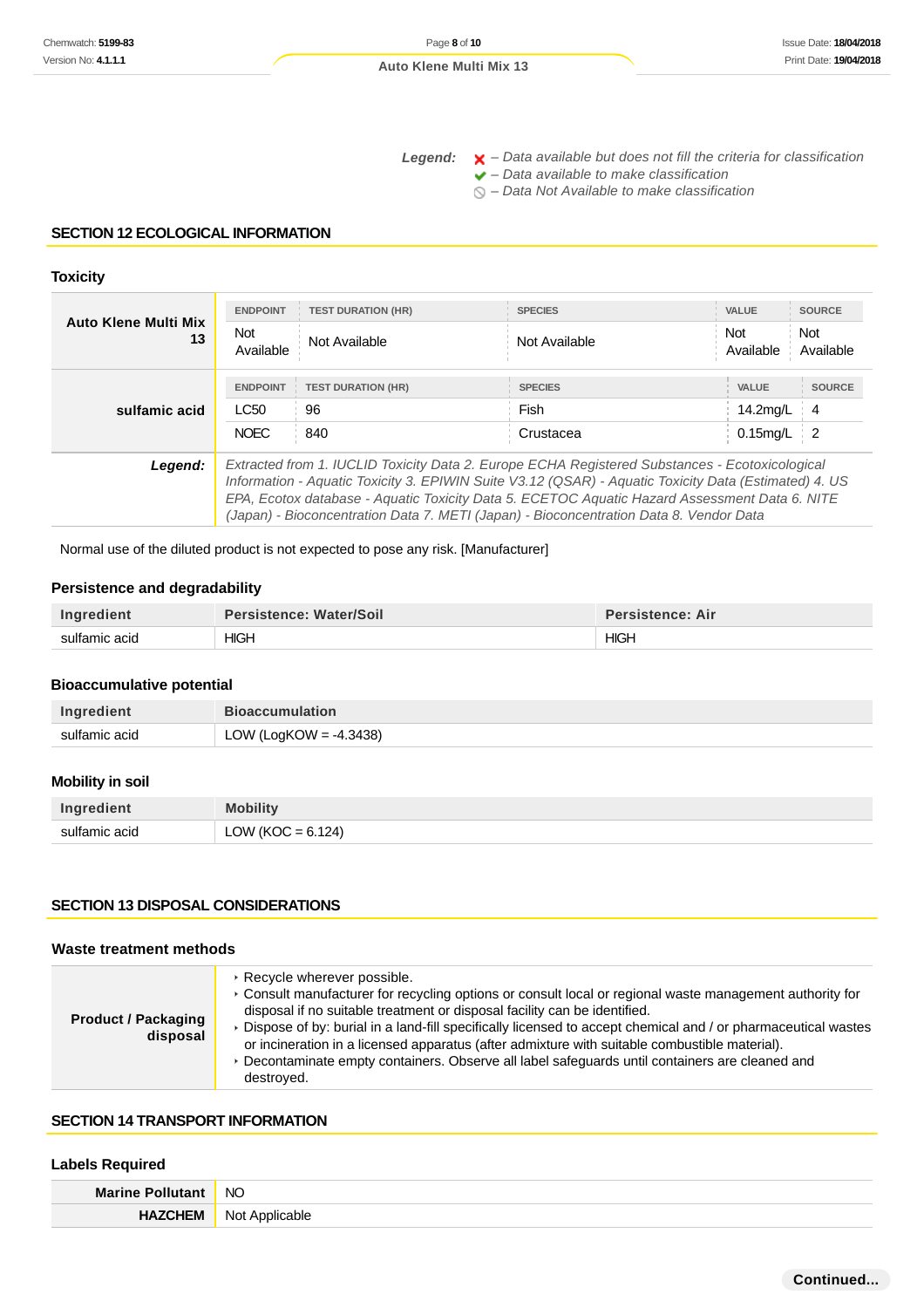**Legend:** ✘ – Data available but does not fill the criteria for classification
✔ – Data available to make classification
⃠ – Data Not Available to make classification

## SECTION 12 ECOLOGICAL INFORMATION

### Toxicity

| | ENDPOINT | TEST DURATION (HR) | SPECIES | VALUE | SOURCE |
|---|---|---|---|---|---|
| **Auto Klene Multi Mix 13** | Not Available | Not Available | Not Available | Not Available | Not Available |
| **sulfamic acid** | ENDPOINT | TEST DURATION (HR) | SPECIES | VALUE | SOURCE |
| | LC50 | 96 | Fish | 14.2mg/L | 4 |
| | NOEC | 840 | Crustacea | 0.15mg/L | 2 |
| ***Legend:*** | *Extracted from 1. IUCLID Toxicity Data 2. Europe ECHA Registered Substances - Ecotoxicological Information - Aquatic Toxicity 3. EPIWIN Suite V3.12 (QSAR) - Aquatic Toxicity Data (Estimated) 4. US EPA, Ecotox database - Aquatic Toxicity Data 5. ECETOC Aquatic Hazard Assessment Data 6. NITE (Japan) - Bioconcentration Data 7. METI (Japan) - Bioconcentration Data 8. Vendor Data* | | | | |

Normal use of the diluted product is not expected to pose any risk. [Manufacturer]

### Persistence and degradability

| Ingredient | Persistence: Water/Soil | Persistence: Air |
|---|---|---|
| sulfamic acid | HIGH | HIGH |

### Bioaccumulative potential

| Ingredient | Bioaccumulation |
|---|---|
| sulfamic acid | LOW (LogKOW = -4.3438) |

### Mobility in soil

| Ingredient | Mobility |
|---|---|
| sulfamic acid | LOW (KOC = 6.124) |

## SECTION 13 DISPOSAL CONSIDERATIONS

### Waste treatment methods

**Product / Packaging disposal**

- Recycle wherever possible.
- Consult manufacturer for recycling options or consult local or regional waste management authority for disposal if no suitable treatment or disposal facility can be identified.
- Dispose of by: burial in a land-fill specifically licensed to accept chemical and / or pharmaceutical wastes or incineration in a licensed apparatus (after admixture with suitable combustible material).
- Decontaminate empty containers. Observe all label safeguards until containers are cleaned and destroyed.

## SECTION 14 TRANSPORT INFORMATION

### Labels Required

| | |
|---|---|
| **Marine Pollutant** | NO |
| **HAZCHEM** | Not Applicable |

**Continued...**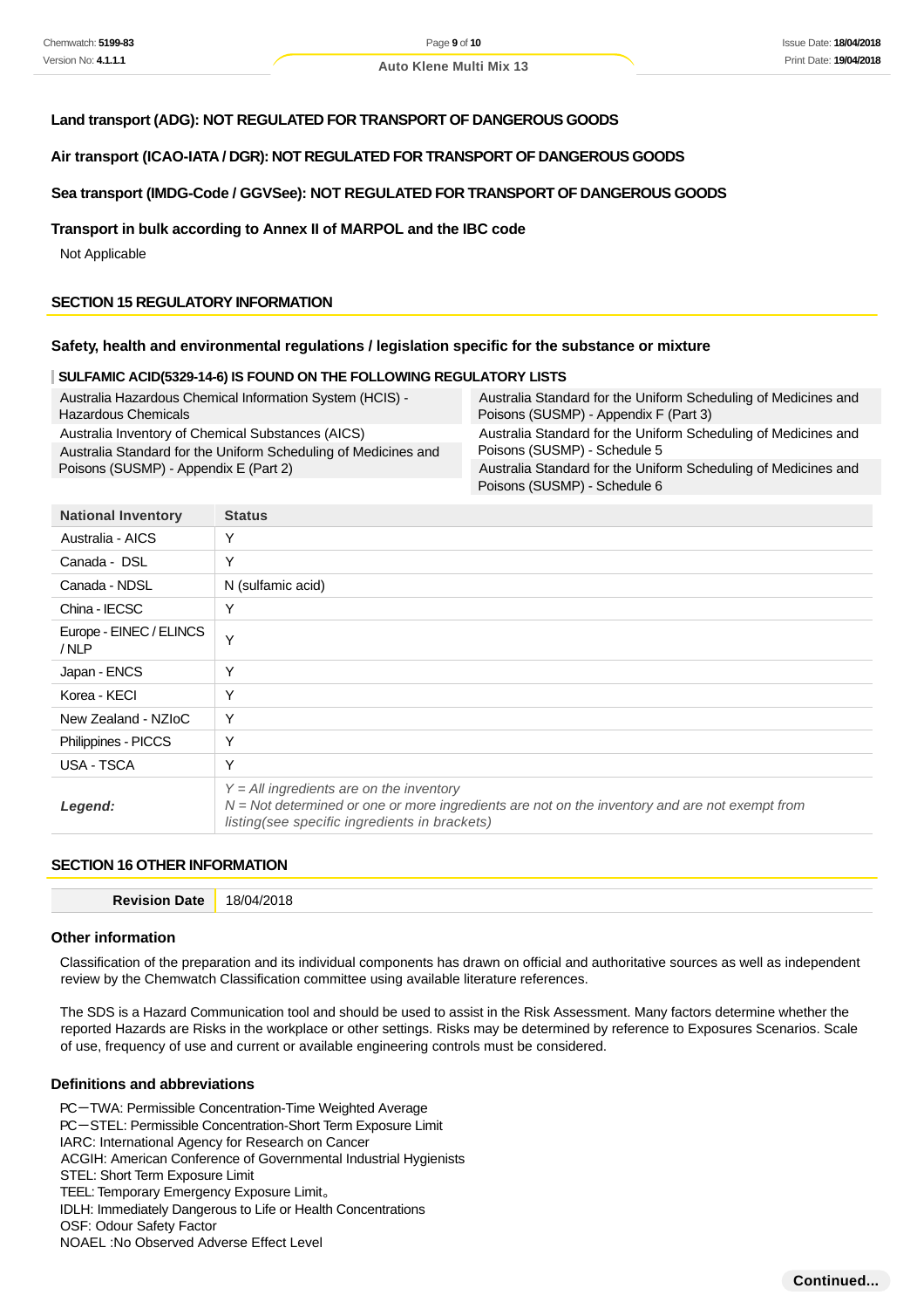**Land transport (ADG): NOT REGULATED FOR TRANSPORT OF DANGEROUS GOODS**

**Air transport (ICAO-IATA / DGR): NOT REGULATED FOR TRANSPORT OF DANGEROUS GOODS**

**Sea transport (IMDG-Code / GGVSee): NOT REGULATED FOR TRANSPORT OF DANGEROUS GOODS**

**Transport in bulk according to Annex II of MARPOL and the IBC code**

Not Applicable

## SECTION 15 REGULATORY INFORMATION

### Safety, health and environmental regulations / legislation specific for the substance or mixture

**SULFAMIC ACID(5329-14-6) IS FOUND ON THE FOLLOWING REGULATORY LISTS**

| | |
|---|---|
| Australia Hazardous Chemical Information System (HCIS) - Hazardous Chemicals | Australia Standard for the Uniform Scheduling of Medicines and Poisons (SUSMP) - Appendix F (Part 3) |
| Australia Inventory of Chemical Substances (AICS) | Australia Standard for the Uniform Scheduling of Medicines and Poisons (SUSMP) - Schedule 5 |
| Australia Standard for the Uniform Scheduling of Medicines and Poisons (SUSMP) - Appendix E (Part 2) | Australia Standard for the Uniform Scheduling of Medicines and Poisons (SUSMP) - Schedule 6 |

| National Inventory | Status |
|---|---|
| Australia - AICS | Y |
| Canada - DSL | Y |
| Canada - NDSL | N (sulfamic acid) |
| China - IECSC | Y |
| Europe - EINEC / ELINCS / NLP | Y |
| Japan - ENCS | Y |
| Korea - KECI | Y |
| New Zealand - NZIoC | Y |
| Philippines - PICCS | Y |
| USA - TSCA | Y |
| ***Legend:*** | *Y = All ingredients are on the inventory*<br>*N = Not determined or one or more ingredients are not on the inventory and are not exempt from listing(see specific ingredients in brackets)* |

## SECTION 16 OTHER INFORMATION

| **Revision Date** | 18/04/2018 |
|---|---|

### Other information

Classification of the preparation and its individual components has drawn on official and authoritative sources as well as independent review by the Chemwatch Classification committee using available literature references.

The SDS is a Hazard Communication tool and should be used to assist in the Risk Assessment. Many factors determine whether the reported Hazards are Risks in the workplace or other settings. Risks may be determined by reference to Exposures Scenarios. Scale of use, frequency of use and current or available engineering controls must be considered.

### Definitions and abbreviations

PC—TWA: Permissible Concentration-Time Weighted Average
PC—STEL: Permissible Concentration-Short Term Exposure Limit
IARC: International Agency for Research on Cancer
ACGIH: American Conference of Governmental Industrial Hygienists
STEL: Short Term Exposure Limit
TEEL: Temporary Emergency Exposure Limit。
IDLH: Immediately Dangerous to Life or Health Concentrations
OSF: Odour Safety Factor
NOAEL :No Observed Adverse Effect Level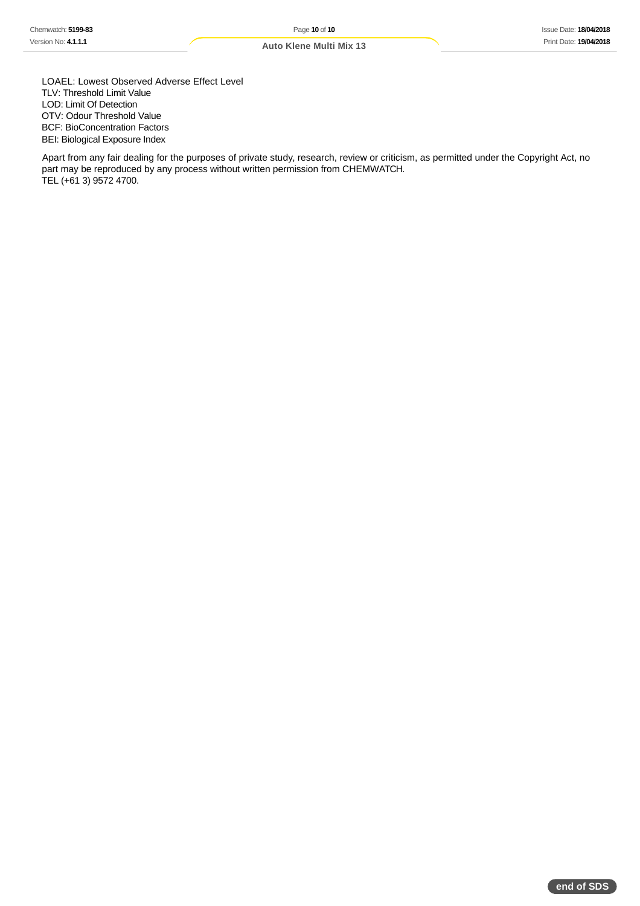LOAEL: Lowest Observed Adverse Effect Level
TLV: Threshold Limit Value
LOD: Limit Of Detection
OTV: Odour Threshold Value
BCF: BioConcentration Factors
BEI: Biological Exposure Index

Apart from any fair dealing for the purposes of private study, research, review or criticism, as permitted under the Copyright Act, no part may be reproduced by any process without written permission from CHEMWATCH.
TEL (+61 3) 9572 4700.

**end of SDS**